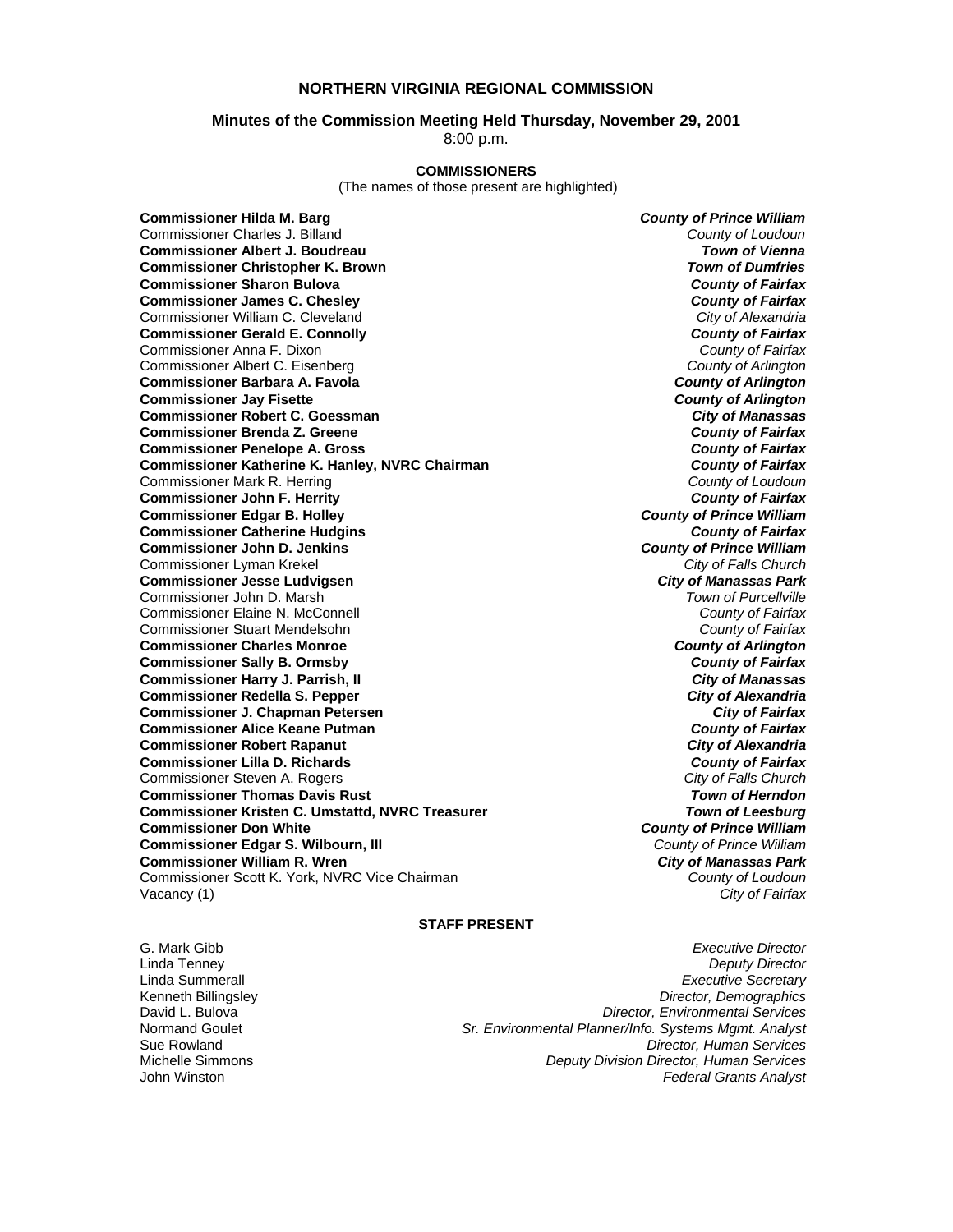# NORTHERN VIRGINIA REGIONAL COMMISSION

## Minutes of the Commission Meeting Held Thursday, November 29, 2001

8:00 p.m.

### COMMISSIONERS

(The names of those present are highlighted)

| Commissioner | Jurisdiction |
|---|---|
| **Commissioner Hilda M. Barg** | ***County of Prince William*** |
| Commissioner Charles J. Billand | *County of Loudoun* |
| **Commissioner Albert J. Boudreau** | ***Town of Vienna*** |
| **Commissioner Christopher K. Brown** | ***Town of Dumfries*** |
| **Commissioner Sharon Bulova** | ***County of Fairfax*** |
| **Commissioner James C. Chesley** | ***County of Fairfax*** |
| Commissioner William C. Cleveland | *City of Alexandria* |
| **Commissioner Gerald E. Connolly** | ***County of Fairfax*** |
| Commissioner Anna F. Dixon | *County of Fairfax* |
| Commissioner Albert C. Eisenberg | *County of Arlington* |
| **Commissioner Barbara A. Favola** | ***County of Arlington*** |
| **Commissioner Jay Fisette** | ***County of Arlington*** |
| **Commissioner Robert C. Goessman** | ***City of Manassas*** |
| **Commissioner Brenda Z. Greene** | ***County of Fairfax*** |
| **Commissioner Penelope A. Gross** | ***County of Fairfax*** |
| **Commissioner Katherine K. Hanley, NVRC Chairman** | ***County of Fairfax*** |
| Commissioner Mark R. Herring | *County of Loudoun* |
| **Commissioner John F. Herrity** | ***County of Fairfax*** |
| **Commissioner Edgar B. Holley** | ***County of Prince William*** |
| **Commissioner Catherine Hudgins** | ***County of Fairfax*** |
| **Commissioner John D. Jenkins** | ***County of Prince William*** |
| Commissioner Lyman Krekel | *City of Falls Church* |
| **Commissioner Jesse Ludvigsen** | ***City of Manassas Park*** |
| Commissioner John D. Marsh | *Town of Purcellville* |
| Commissioner Elaine N. McConnell | *County of Fairfax* |
| Commissioner Stuart Mendelsohn | *County of Fairfax* |
| **Commissioner Charles Monroe** | ***County of Arlington*** |
| **Commissioner Sally B. Ormsby** | ***County of Fairfax*** |
| **Commissioner Harry J. Parrish, II** | ***City of Manassas*** |
| **Commissioner Redella S. Pepper** | ***City of Alexandria*** |
| **Commissioner J. Chapman Petersen** | ***City of Fairfax*** |
| **Commissioner Alice Keane Putman** | ***County of Fairfax*** |
| **Commissioner Robert Rapanut** | ***City of Alexandria*** |
| **Commissioner Lilla D. Richards** | ***County of Fairfax*** |
| Commissioner Steven A. Rogers | *City of Falls Church* |
| **Commissioner Thomas Davis Rust** | ***Town of Herndon*** |
| **Commissioner Kristen C. Umstattd, NVRC Treasurer** | ***Town of Leesburg*** |
| **Commissioner Don White** | ***County of Prince William*** |
| **Commissioner Edgar S. Wilbourn, III** | *County of Prince William* |
| **Commissioner William R. Wren** | ***City of Manassas Park*** |
| Commissioner Scott K. York, NVRC Vice Chairman | *County of Loudoun* |
| Vacancy (1) | *City of Fairfax* |

### STAFF PRESENT

| Name | Title |
|---|---|
| G. Mark Gibb | *Executive Director* |
| Linda Tenney | *Deputy Director* |
| Linda Summerall | *Executive Secretary* |
| Kenneth Billingsley | *Director, Demographics* |
| David L. Bulova | *Director, Environmental Services* |
| Normand Goulet | *Sr. Environmental Planner/Info. Systems Mgmt. Analyst* |
| Sue Rowland | *Director, Human Services* |
| Michelle Simmons | *Deputy Division Director, Human Services* |
| John Winston | *Federal Grants Analyst* |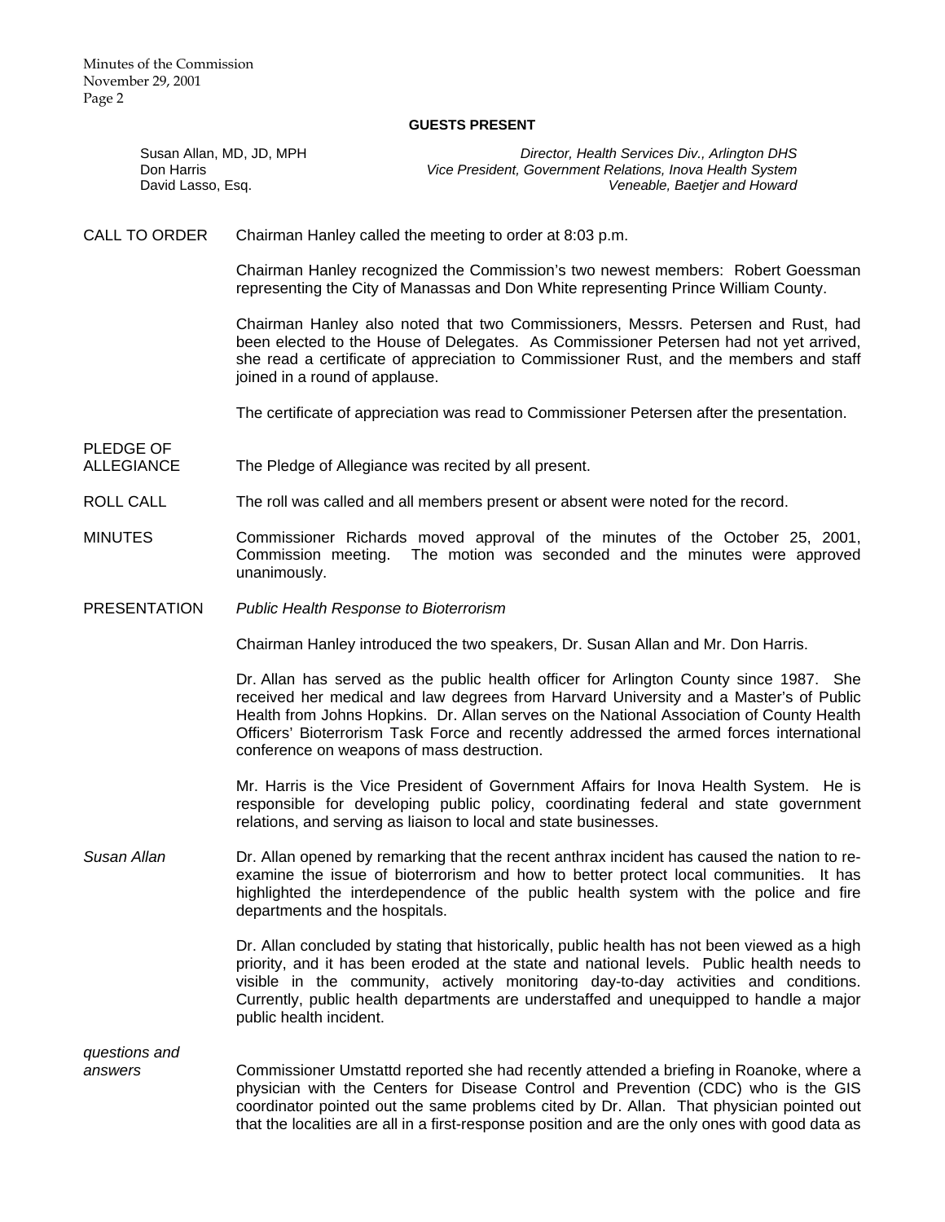**GUESTS PRESENT**

| | |
|---|---|
| Susan Allan, MD, JD, MPH | *Director, Health Services Div., Arlington DHS* |
| Don Harris | *Vice President, Government Relations, Inova Health System* |
| David Lasso, Esq. | *Veneable, Baetjer and Howard* |

CALL TO ORDER

Chairman Hanley called the meeting to order at 8:03 p.m.

Chairman Hanley recognized the Commission's two newest members: Robert Goessman representing the City of Manassas and Don White representing Prince William County.

Chairman Hanley also noted that two Commissioners, Messrs. Petersen and Rust, had been elected to the House of Delegates. As Commissioner Petersen had not yet arrived, she read a certificate of appreciation to Commissioner Rust, and the members and staff joined in a round of applause.

The certificate of appreciation was read to Commissioner Petersen after the presentation.

PLEDGE OF ALLEGIANCE

The Pledge of Allegiance was recited by all present.

ROLL CALL

The roll was called and all members present or absent were noted for the record.

MINUTES

Commissioner Richards moved approval of the minutes of the October 25, 2001, Commission meeting. The motion was seconded and the minutes were approved unanimously.

PRESENTATION

*Public Health Response to Bioterrorism*

Chairman Hanley introduced the two speakers, Dr. Susan Allan and Mr. Don Harris.

Dr. Allan has served as the public health officer for Arlington County since 1987. She received her medical and law degrees from Harvard University and a Master's of Public Health from Johns Hopkins. Dr. Allan serves on the National Association of County Health Officers' Bioterrorism Task Force and recently addressed the armed forces international conference on weapons of mass destruction.

Mr. Harris is the Vice President of Government Affairs for Inova Health System. He is responsible for developing public policy, coordinating federal and state government relations, and serving as liaison to local and state businesses.

*Susan Allan*

Dr. Allan opened by remarking that the recent anthrax incident has caused the nation to re-examine the issue of bioterrorism and how to better protect local communities. It has highlighted the interdependence of the public health system with the police and fire departments and the hospitals.

Dr. Allan concluded by stating that historically, public health has not been viewed as a high priority, and it has been eroded at the state and national levels. Public health needs to visible in the community, actively monitoring day-to-day activities and conditions. Currently, public health departments are understaffed and unequipped to handle a major public health incident.

*questions and answers*

Commissioner Umstattd reported she had recently attended a briefing in Roanoke, where a physician with the Centers for Disease Control and Prevention (CDC) who is the GIS coordinator pointed out the same problems cited by Dr. Allan. That physician pointed out that the localities are all in a first-response position and are the only ones with good data as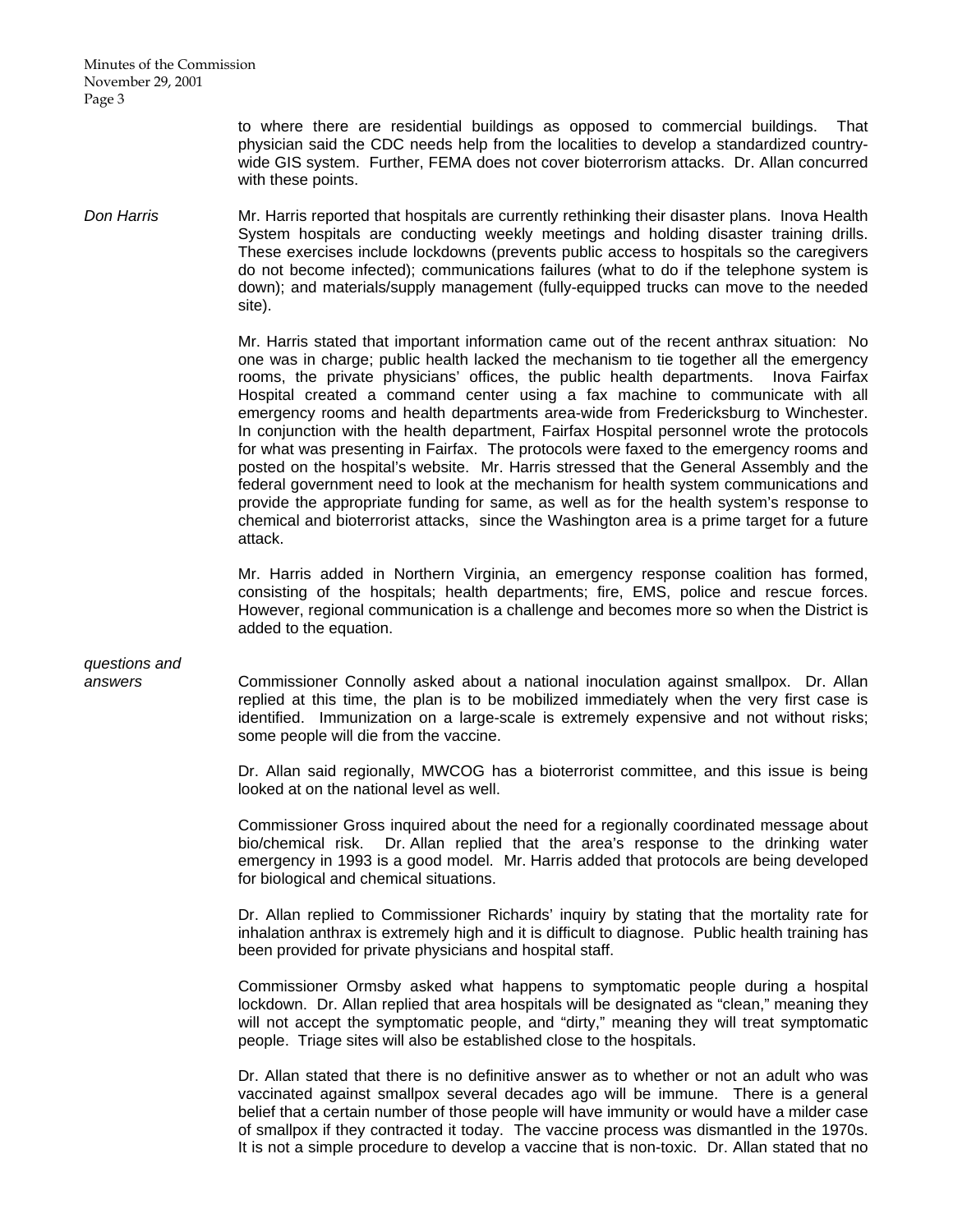to where there are residential buildings as opposed to commercial buildings. That physician said the CDC needs help from the localities to develop a standardized country-wide GIS system. Further, FEMA does not cover bioterrorism attacks. Dr. Allan concurred with these points.

*Don Harris*

Mr. Harris reported that hospitals are currently rethinking their disaster plans. Inova Health System hospitals are conducting weekly meetings and holding disaster training drills. These exercises include lockdowns (prevents public access to hospitals so the caregivers do not become infected); communications failures (what to do if the telephone system is down); and materials/supply management (fully-equipped trucks can move to the needed site).

Mr. Harris stated that important information came out of the recent anthrax situation: No one was in charge; public health lacked the mechanism to tie together all the emergency rooms, the private physicians' offices, the public health departments. Inova Fairfax Hospital created a command center using a fax machine to communicate with all emergency rooms and health departments area-wide from Fredericksburg to Winchester. In conjunction with the health department, Fairfax Hospital personnel wrote the protocols for what was presenting in Fairfax. The protocols were faxed to the emergency rooms and posted on the hospital's website. Mr. Harris stressed that the General Assembly and the federal government need to look at the mechanism for health system communications and provide the appropriate funding for same, as well as for the health system's response to chemical and bioterrorist attacks, since the Washington area is a prime target for a future attack.

Mr. Harris added in Northern Virginia, an emergency response coalition has formed, consisting of the hospitals; health departments; fire, EMS, police and rescue forces. However, regional communication is a challenge and becomes more so when the District is added to the equation.

*questions and answers*

Commissioner Connolly asked about a national inoculation against smallpox. Dr. Allan replied at this time, the plan is to be mobilized immediately when the very first case is identified. Immunization on a large-scale is extremely expensive and not without risks; some people will die from the vaccine.

Dr. Allan said regionally, MWCOG has a bioterrorist committee, and this issue is being looked at on the national level as well.

Commissioner Gross inquired about the need for a regionally coordinated message about bio/chemical risk. Dr. Allan replied that the area's response to the drinking water emergency in 1993 is a good model. Mr. Harris added that protocols are being developed for biological and chemical situations.

Dr. Allan replied to Commissioner Richards' inquiry by stating that the mortality rate for inhalation anthrax is extremely high and it is difficult to diagnose. Public health training has been provided for private physicians and hospital staff.

Commissioner Ormsby asked what happens to symptomatic people during a hospital lockdown. Dr. Allan replied that area hospitals will be designated as "clean," meaning they will not accept the symptomatic people, and "dirty," meaning they will treat symptomatic people. Triage sites will also be established close to the hospitals.

Dr. Allan stated that there is no definitive answer as to whether or not an adult who was vaccinated against smallpox several decades ago will be immune. There is a general belief that a certain number of those people will have immunity or would have a milder case of smallpox if they contracted it today. The vaccine process was dismantled in the 1970s. It is not a simple procedure to develop a vaccine that is non-toxic. Dr. Allan stated that no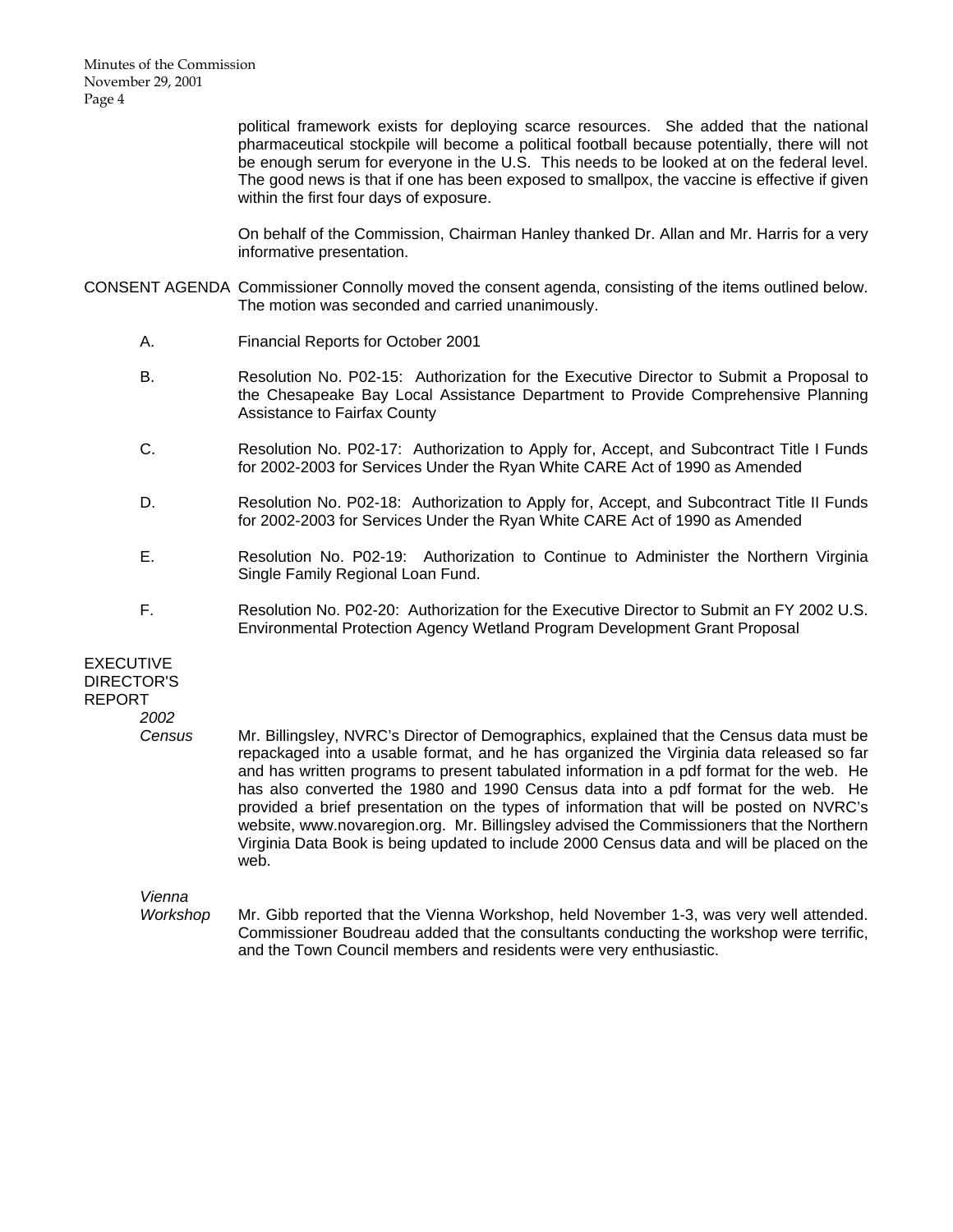political framework exists for deploying scarce resources. She added that the national pharmaceutical stockpile will become a political football because potentially, there will not be enough serum for everyone in the U.S. This needs to be looked at on the federal level. The good news is that if one has been exposed to smallpox, the vaccine is effective if given within the first four days of exposure.

On behalf of the Commission, Chairman Hanley thanked Dr. Allan and Mr. Harris for a very informative presentation.

## CONSENT AGENDA

Commissioner Connolly moved the consent agenda, consisting of the items outlined below. The motion was seconded and carried unanimously.

A. Financial Reports for October 2001

B. Resolution No. P02-15: Authorization for the Executive Director to Submit a Proposal to the Chesapeake Bay Local Assistance Department to Provide Comprehensive Planning Assistance to Fairfax County

C. Resolution No. P02-17: Authorization to Apply for, Accept, and Subcontract Title I Funds for 2002-2003 for Services Under the Ryan White CARE Act of 1990 as Amended

D. Resolution No. P02-18: Authorization to Apply for, Accept, and Subcontract Title II Funds for 2002-2003 for Services Under the Ryan White CARE Act of 1990 as Amended

E. Resolution No. P02-19: Authorization to Continue to Administer the Northern Virginia Single Family Regional Loan Fund.

F. Resolution No. P02-20: Authorization for the Executive Director to Submit an FY 2002 U.S. Environmental Protection Agency Wetland Program Development Grant Proposal

## EXECUTIVE DIRECTOR'S REPORT

*2002 Census*

Mr. Billingsley, NVRC's Director of Demographics, explained that the Census data must be repackaged into a usable format, and he has organized the Virginia data released so far and has written programs to present tabulated information in a pdf format for the web. He has also converted the 1980 and 1990 Census data into a pdf format for the web. He provided a brief presentation on the types of information that will be posted on NVRC's website, www.novaregion.org. Mr. Billingsley advised the Commissioners that the Northern Virginia Data Book is being updated to include 2000 Census data and will be placed on the web.

*Vienna Workshop*

Mr. Gibb reported that the Vienna Workshop, held November 1-3, was very well attended. Commissioner Boudreau added that the consultants conducting the workshop were terrific, and the Town Council members and residents were very enthusiastic.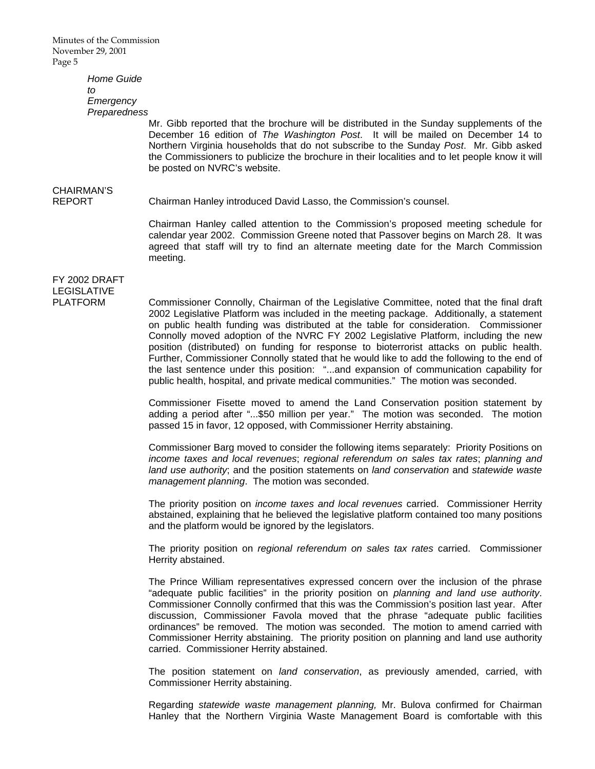***Home Guide to Emergency Preparedness***

Mr. Gibb reported that the brochure will be distributed in the Sunday supplements of the December 16 edition of *The Washington Post*. It will be mailed on December 14 to Northern Virginia households that do not subscribe to the Sunday *Post*. Mr. Gibb asked the Commissioners to publicize the brochure in their localities and to let people know it will be posted on NVRC's website.

## CHAIRMAN'S REPORT

Chairman Hanley introduced David Lasso, the Commission's counsel.

Chairman Hanley called attention to the Commission's proposed meeting schedule for calendar year 2002. Commission Greene noted that Passover begins on March 28. It was agreed that staff will try to find an alternate meeting date for the March Commission meeting.

## FY 2002 DRAFT LEGISLATIVE PLATFORM

Commissioner Connolly, Chairman of the Legislative Committee, noted that the final draft 2002 Legislative Platform was included in the meeting package. Additionally, a statement on public health funding was distributed at the table for consideration. Commissioner Connolly moved adoption of the NVRC FY 2002 Legislative Platform, including the new position (distributed) on funding for response to bioterrorist attacks on public health. Further, Commissioner Connolly stated that he would like to add the following to the end of the last sentence under this position: "...and expansion of communication capability for public health, hospital, and private medical communities." The motion was seconded.

Commissioner Fisette moved to amend the Land Conservation position statement by adding a period after "...$50 million per year." The motion was seconded. The motion passed 15 in favor, 12 opposed, with Commissioner Herrity abstaining.

Commissioner Barg moved to consider the following items separately: Priority Positions on *income taxes and local revenues*; *regional referendum on sales tax rates*; *planning and land use authority*; and the position statements on *land conservation* and *statewide waste management planning*. The motion was seconded.

The priority position on *income taxes and local revenues* carried. Commissioner Herrity abstained, explaining that he believed the legislative platform contained too many positions and the platform would be ignored by the legislators.

The priority position on *regional referendum on sales tax rates* carried. Commissioner Herrity abstained.

The Prince William representatives expressed concern over the inclusion of the phrase "adequate public facilities" in the priority position on *planning and land use authority*. Commissioner Connolly confirmed that this was the Commission's position last year. After discussion, Commissioner Favola moved that the phrase "adequate public facilities ordinances" be removed. The motion was seconded. The motion to amend carried with Commissioner Herrity abstaining. The priority position on planning and land use authority carried. Commissioner Herrity abstained.

The position statement on *land conservation*, as previously amended, carried, with Commissioner Herrity abstaining.

Regarding *statewide waste management planning,* Mr. Bulova confirmed for Chairman Hanley that the Northern Virginia Waste Management Board is comfortable with this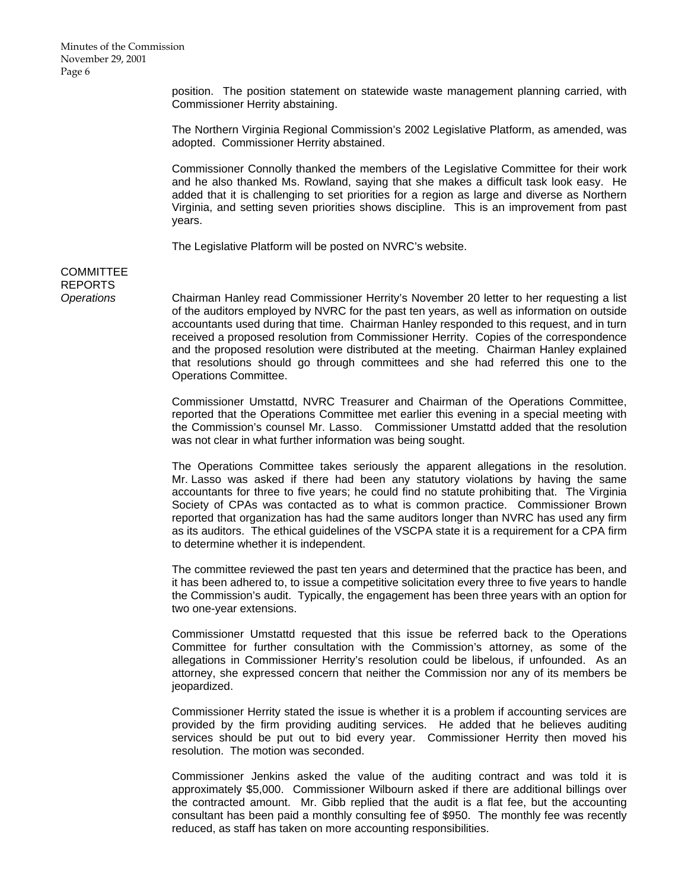position. The position statement on statewide waste management planning carried, with Commissioner Herrity abstaining.

The Northern Virginia Regional Commission's 2002 Legislative Platform, as amended, was adopted. Commissioner Herrity abstained.

Commissioner Connolly thanked the members of the Legislative Committee for their work and he also thanked Ms. Rowland, saying that she makes a difficult task look easy. He added that it is challenging to set priorities for a region as large and diverse as Northern Virginia, and setting seven priorities shows discipline. This is an improvement from past years.

The Legislative Platform will be posted on NVRC's website.

## COMMITTEE REPORTS

*Operations*

Chairman Hanley read Commissioner Herrity's November 20 letter to her requesting a list of the auditors employed by NVRC for the past ten years, as well as information on outside accountants used during that time. Chairman Hanley responded to this request, and in turn received a proposed resolution from Commissioner Herrity. Copies of the correspondence and the proposed resolution were distributed at the meeting. Chairman Hanley explained that resolutions should go through committees and she had referred this one to the Operations Committee.

Commissioner Umstattd, NVRC Treasurer and Chairman of the Operations Committee, reported that the Operations Committee met earlier this evening in a special meeting with the Commission's counsel Mr. Lasso. Commissioner Umstattd added that the resolution was not clear in what further information was being sought.

The Operations Committee takes seriously the apparent allegations in the resolution. Mr. Lasso was asked if there had been any statutory violations by having the same accountants for three to five years; he could find no statute prohibiting that. The Virginia Society of CPAs was contacted as to what is common practice. Commissioner Brown reported that organization has had the same auditors longer than NVRC has used any firm as its auditors. The ethical guidelines of the VSCPA state it is a requirement for a CPA firm to determine whether it is independent.

The committee reviewed the past ten years and determined that the practice has been, and it has been adhered to, to issue a competitive solicitation every three to five years to handle the Commission's audit. Typically, the engagement has been three years with an option for two one-year extensions.

Commissioner Umstattd requested that this issue be referred back to the Operations Committee for further consultation with the Commission's attorney, as some of the allegations in Commissioner Herrity's resolution could be libelous, if unfounded. As an attorney, she expressed concern that neither the Commission nor any of its members be jeopardized.

Commissioner Herrity stated the issue is whether it is a problem if accounting services are provided by the firm providing auditing services. He added that he believes auditing services should be put out to bid every year. Commissioner Herrity then moved his resolution. The motion was seconded.

Commissioner Jenkins asked the value of the auditing contract and was told it is approximately $5,000. Commissioner Wilbourn asked if there are additional billings over the contracted amount. Mr. Gibb replied that the audit is a flat fee, but the accounting consultant has been paid a monthly consulting fee of $950. The monthly fee was recently reduced, as staff has taken on more accounting responsibilities.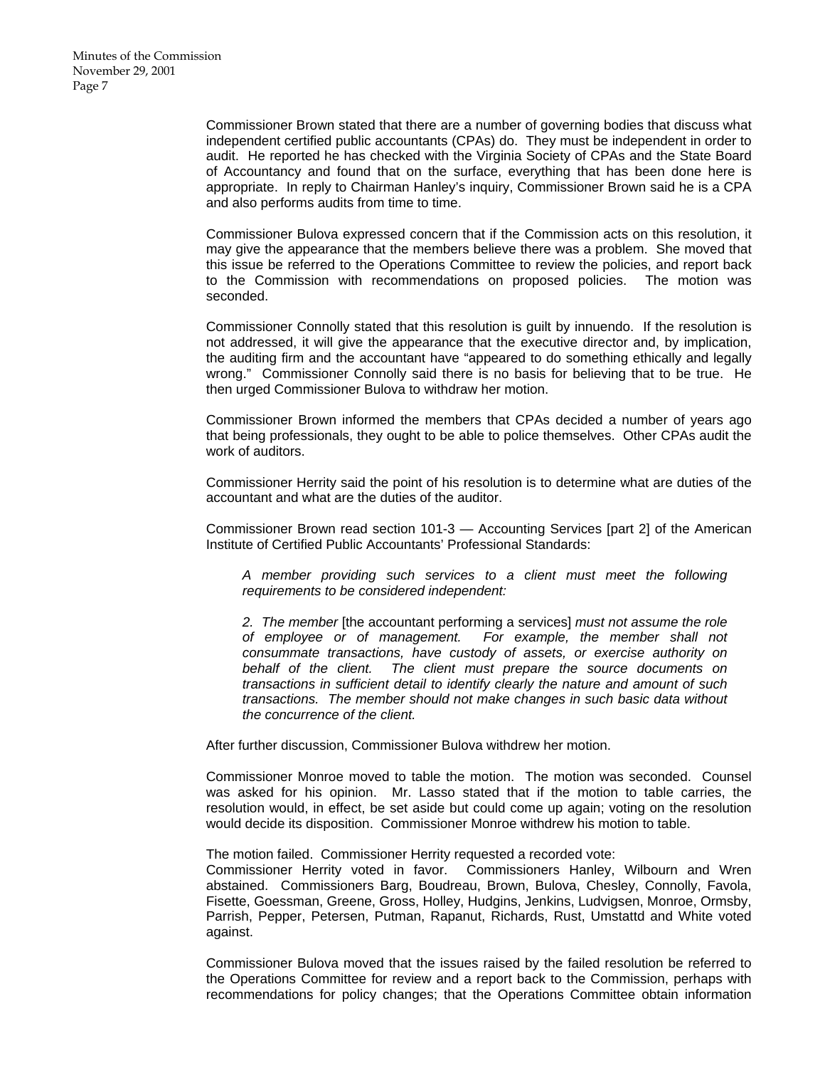Commissioner Brown stated that there are a number of governing bodies that discuss what independent certified public accountants (CPAs) do. They must be independent in order to audit. He reported he has checked with the Virginia Society of CPAs and the State Board of Accountancy and found that on the surface, everything that has been done here is appropriate. In reply to Chairman Hanley's inquiry, Commissioner Brown said he is a CPA and also performs audits from time to time.

Commissioner Bulova expressed concern that if the Commission acts on this resolution, it may give the appearance that the members believe there was a problem. She moved that this issue be referred to the Operations Committee to review the policies, and report back to the Commission with recommendations on proposed policies. The motion was seconded.

Commissioner Connolly stated that this resolution is guilt by innuendo. If the resolution is not addressed, it will give the appearance that the executive director and, by implication, the auditing firm and the accountant have "appeared to do something ethically and legally wrong." Commissioner Connolly said there is no basis for believing that to be true. He then urged Commissioner Bulova to withdraw her motion.

Commissioner Brown informed the members that CPAs decided a number of years ago that being professionals, they ought to be able to police themselves. Other CPAs audit the work of auditors.

Commissioner Herrity said the point of his resolution is to determine what are duties of the accountant and what are the duties of the auditor.

Commissioner Brown read section 101-3 — Accounting Services [part 2] of the American Institute of Certified Public Accountants' Professional Standards:

> *A member providing such services to a client must meet the following requirements to be considered independent:*
>
> *2. The member* [the accountant performing a services] *must not assume the role of employee or of management. For example, the member shall not consummate transactions, have custody of assets, or exercise authority on behalf of the client. The client must prepare the source documents on transactions in sufficient detail to identify clearly the nature and amount of such transactions. The member should not make changes in such basic data without the concurrence of the client.*

After further discussion, Commissioner Bulova withdrew her motion.

Commissioner Monroe moved to table the motion. The motion was seconded. Counsel was asked for his opinion. Mr. Lasso stated that if the motion to table carries, the resolution would, in effect, be set aside but could come up again; voting on the resolution would decide its disposition. Commissioner Monroe withdrew his motion to table.

The motion failed. Commissioner Herrity requested a recorded vote:
Commissioner Herrity voted in favor. Commissioners Hanley, Wilbourn and Wren abstained. Commissioners Barg, Boudreau, Brown, Bulova, Chesley, Connolly, Favola, Fisette, Goessman, Greene, Gross, Holley, Hudgins, Jenkins, Ludvigsen, Monroe, Ormsby, Parrish, Pepper, Petersen, Putman, Rapanut, Richards, Rust, Umstattd and White voted against.

Commissioner Bulova moved that the issues raised by the failed resolution be referred to the Operations Committee for review and a report back to the Commission, perhaps with recommendations for policy changes; that the Operations Committee obtain information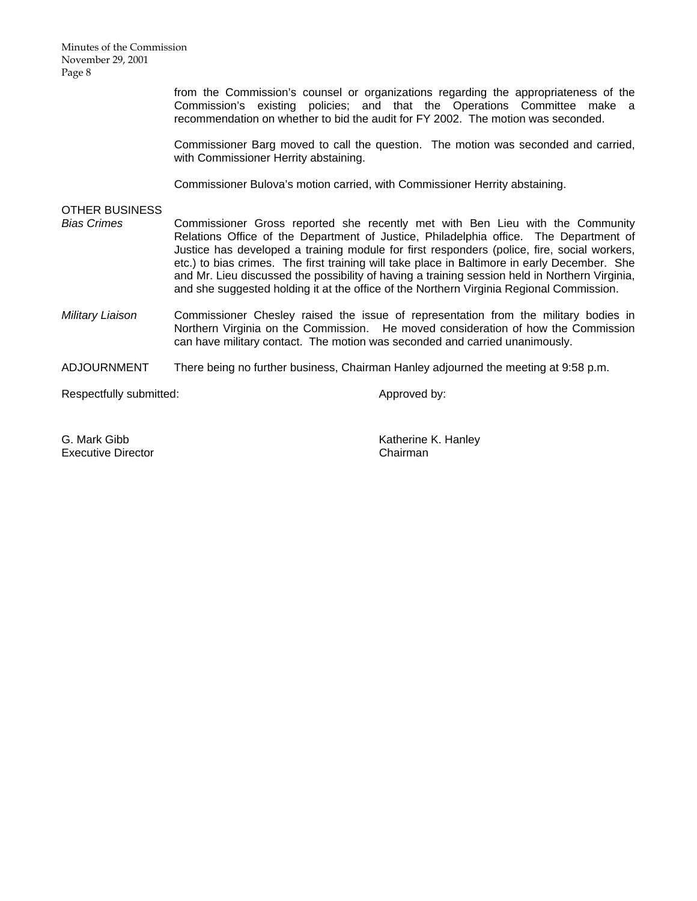from the Commission's counsel or organizations regarding the appropriateness of the Commission's existing policies; and that the Operations Committee make a recommendation on whether to bid the audit for FY 2002. The motion was seconded.

Commissioner Barg moved to call the question. The motion was seconded and carried, with Commissioner Herrity abstaining.

Commissioner Bulova's motion carried, with Commissioner Herrity abstaining.

OTHER BUSINESS

*Bias Crimes*

Commissioner Gross reported she recently met with Ben Lieu with the Community Relations Office of the Department of Justice, Philadelphia office. The Department of Justice has developed a training module for first responders (police, fire, social workers, etc.) to bias crimes. The first training will take place in Baltimore in early December. She and Mr. Lieu discussed the possibility of having a training session held in Northern Virginia, and she suggested holding it at the office of the Northern Virginia Regional Commission.

*Military Liaison*

Commissioner Chesley raised the issue of representation from the military bodies in Northern Virginia on the Commission. He moved consideration of how the Commission can have military contact. The motion was seconded and carried unanimously.

ADJOURNMENT

There being no further business, Chairman Hanley adjourned the meeting at 9:58 p.m.

Respectfully submitted:

G. Mark Gibb
Executive Director

Approved by:

Katherine K. Hanley
Chairman